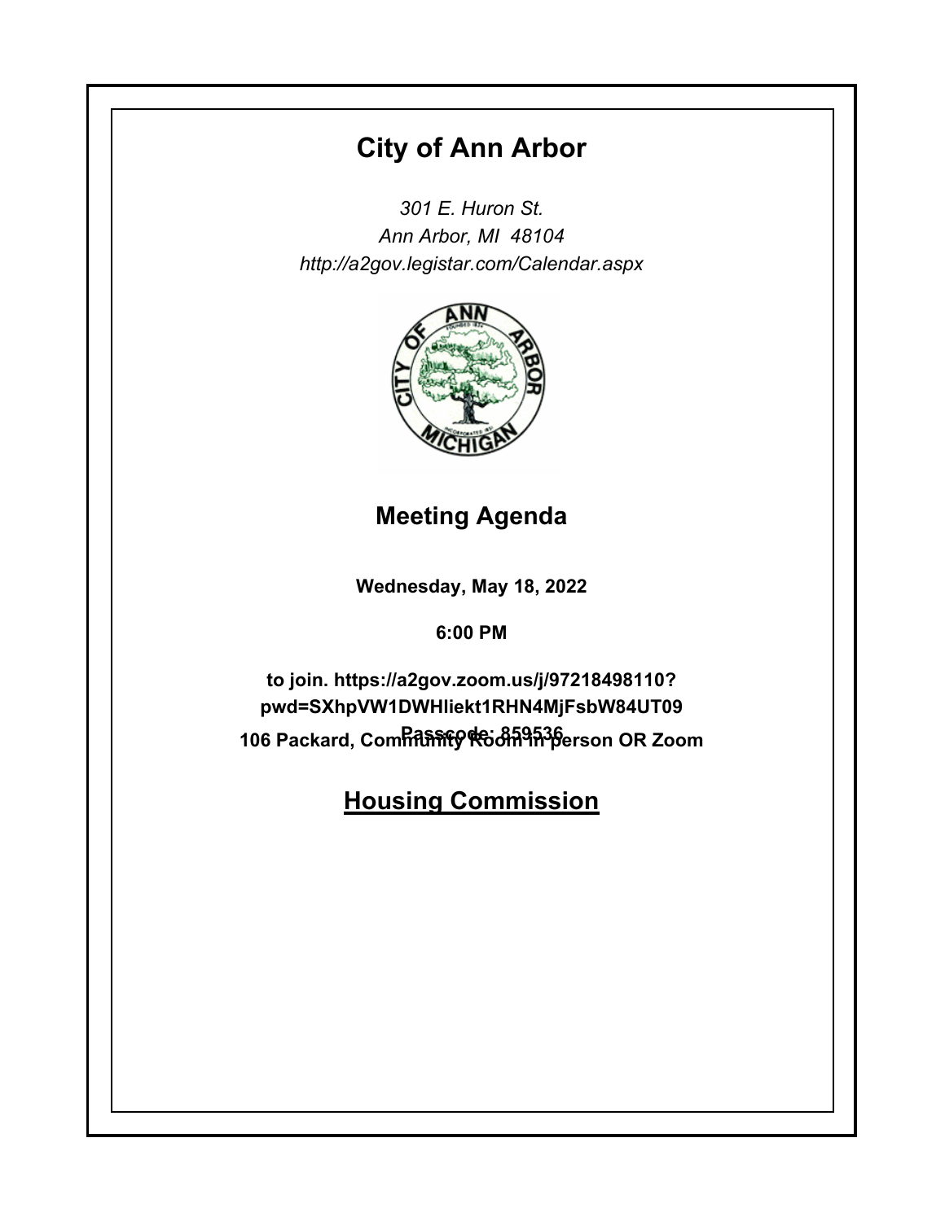# City of Ann Arbor

*301 E. Huron St.*
*Ann Arbor, MI 48104*
*http://a2gov.legistar.com/Calendar.aspx*

## Meeting Agenda

**Wednesday, May 18, 2022**

**6:00 PM**

**to join. https://a2gov.zoom.us/j/97218498110?pwd=SXhpVW1DWHliekt1RHN4MjFsbW84UT09**
**Passcode: 859536**
**106 Packard, Community Room in person OR Zoom**

## Housing Commission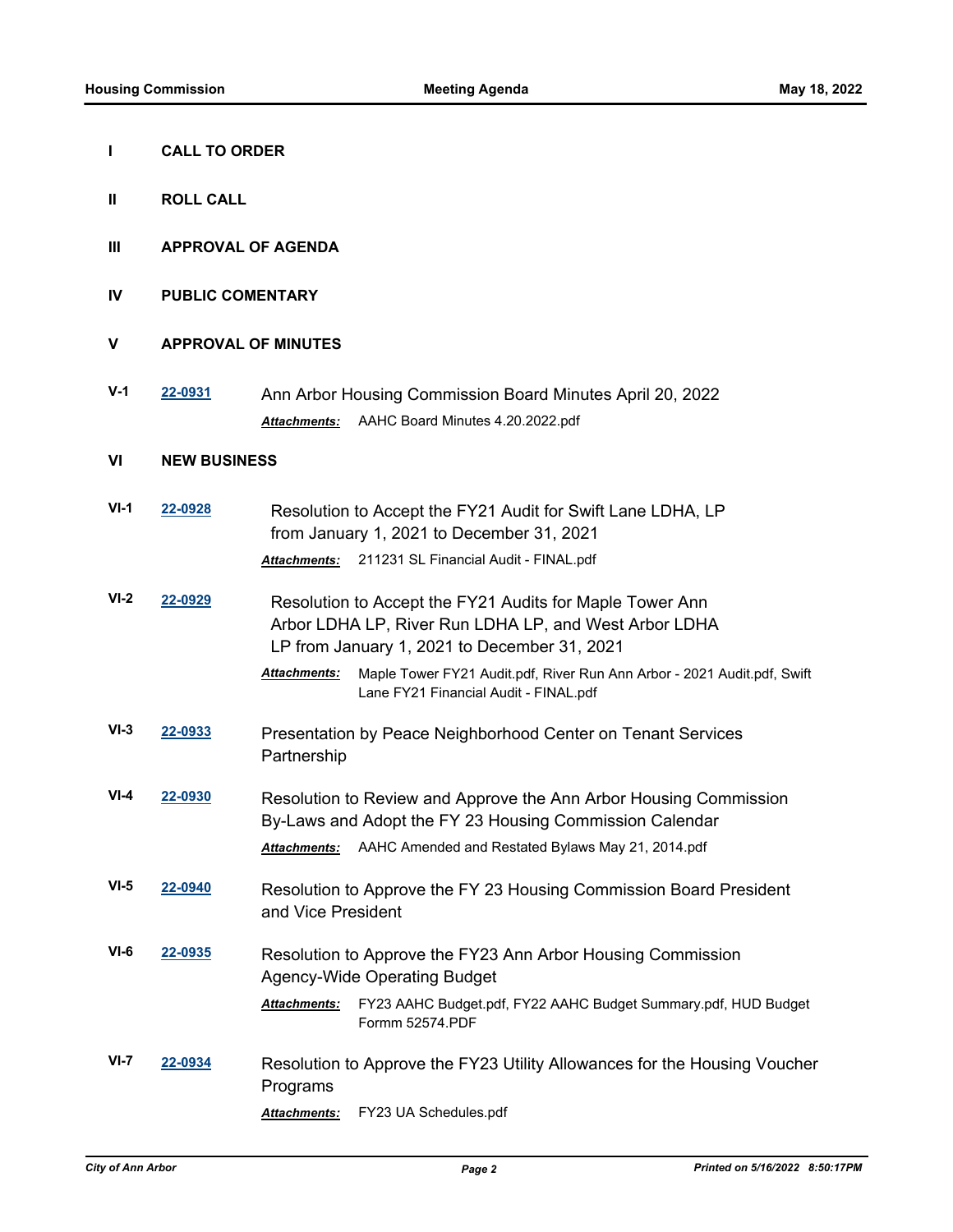## I CALL TO ORDER

## II ROLL CALL

## III APPROVAL OF AGENDA

## IV PUBLIC COMENTARY

## V APPROVAL OF MINUTES

**V-1** **22-0931** Ann Arbor Housing Commission Board Minutes April 20, 2022

***Attachments:*** AAHC Board Minutes 4.20.2022.pdf

## VI NEW BUSINESS

**VI-1** **22-0928** Resolution to Accept the FY21 Audit for Swift Lane LDHA, LP from January 1, 2021 to December 31, 2021

***Attachments:*** 211231 SL Financial Audit - FINAL.pdf

**VI-2** **22-0929** Resolution to Accept the FY21 Audits for Maple Tower Ann Arbor LDHA LP, River Run LDHA LP, and West Arbor LDHA LP from January 1, 2021 to December 31, 2021

***Attachments:*** Maple Tower FY21 Audit.pdf, River Run Ann Arbor - 2021 Audit.pdf, Swift Lane FY21 Financial Audit - FINAL.pdf

**VI-3** **22-0933** Presentation by Peace Neighborhood Center on Tenant Services Partnership

**VI-4** **22-0930** Resolution to Review and Approve the Ann Arbor Housing Commission By-Laws and Adopt the FY 23 Housing Commission Calendar

***Attachments:*** AAHC Amended and Restated Bylaws May 21, 2014.pdf

**VI-5** **22-0940** Resolution to Approve the FY 23 Housing Commission Board President and Vice President

**VI-6** **22-0935** Resolution to Approve the FY23 Ann Arbor Housing Commission Agency-Wide Operating Budget

***Attachments:*** FY23 AAHC Budget.pdf, FY22 AAHC Budget Summary.pdf, HUD Budget Formm 52574.PDF

**VI-7** **22-0934** Resolution to Approve the FY23 Utility Allowances for the Housing Voucher Programs

***Attachments:*** FY23 UA Schedules.pdf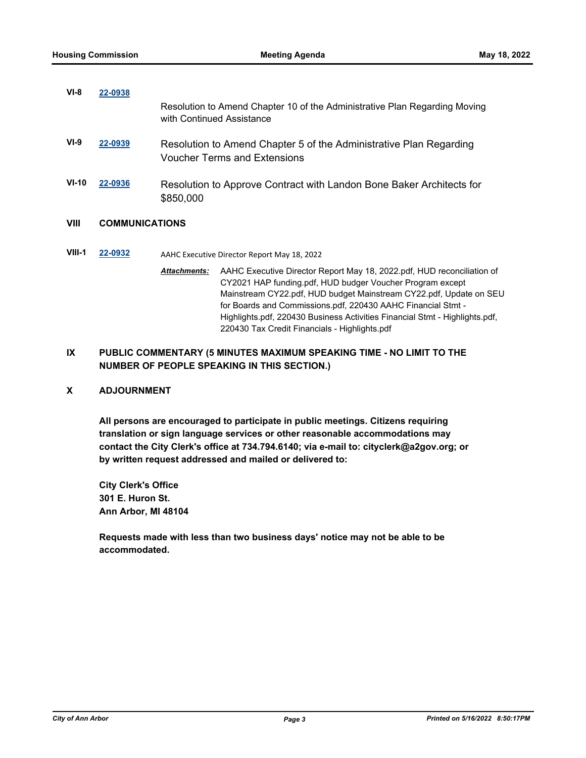**VI-8** [22-0938](22-0938)

Resolution to Amend Chapter 10 of the Administrative Plan Regarding Moving with Continued Assistance

**VI-9** [22-0939](22-0939)

Resolution to Amend Chapter 5 of the Administrative Plan Regarding Voucher Terms and Extensions

**VI-10** [22-0936](22-0936)

Resolution to Approve Contract with Landon Bone Baker Architects for $850,000

## VIII COMMUNICATIONS

**VIII-1** [22-0932](22-0932)

AAHC Executive Director Report May 18, 2022

***Attachments:*** AAHC Executive Director Report May 18, 2022.pdf, HUD reconciliation of CY2021 HAP funding.pdf, HUD budger Voucher Program except Mainstream CY22.pdf, HUD budget Mainstream CY22.pdf, Update on SEU for Boards and Commissions.pdf, 220430 AAHC Financial Stmt - Highlights.pdf, 220430 Business Activities Financial Stmt - Highlights.pdf, 220430 Tax Credit Financials - Highlights.pdf

## IX PUBLIC COMMENTARY (5 MINUTES MAXIMUM SPEAKING TIME - NO LIMIT TO THE NUMBER OF PEOPLE SPEAKING IN THIS SECTION.)

## X ADJOURNMENT

**All persons are encouraged to participate in public meetings. Citizens requiring translation or sign language services or other reasonable accommodations may contact the City Clerk's office at 734.794.6140; via e-mail to: cityclerk@a2gov.org; or by written request addressed and mailed or delivered to:**

**City Clerk's Office**
**301 E. Huron St.**
**Ann Arbor, MI 48104**

**Requests made with less than two business days' notice may not be able to be accommodated.**